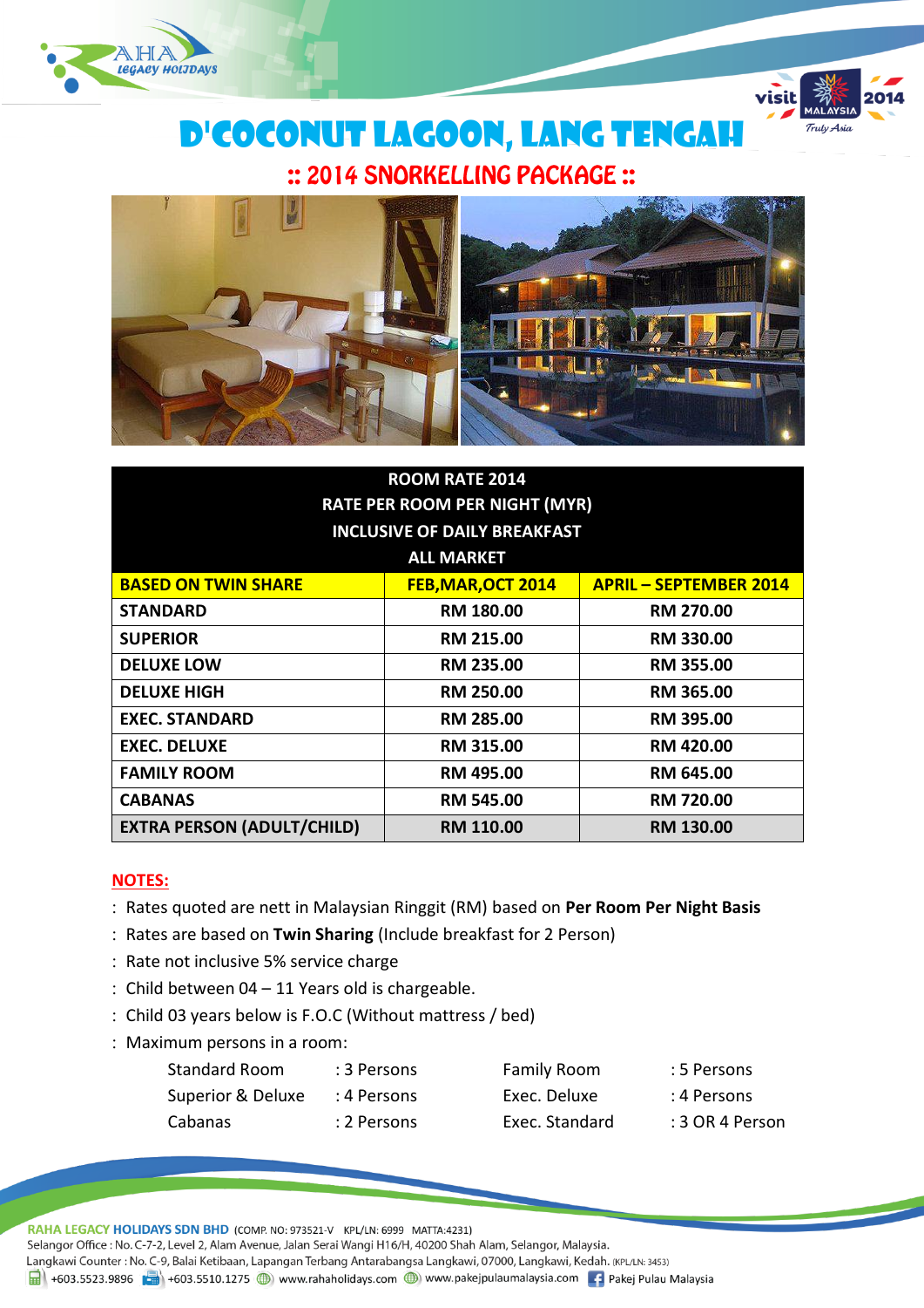# D'COCONUT LAGOON, LANG TENGAH

## :: 2014 SNORKELLING PACKAGE ::

| ROOM RATE 2014<br>RATE PER ROOM PER NIGHT (MYR)<br>INCLUSIVE OF DAILY BREAKFAST<br>ALL MARKET | | |
|---|---|---|
| **BASED ON TWIN SHARE** | **FEB,MAR,OCT 2014** | **APRIL – SEPTEMBER 2014** |
| **STANDARD** | **RM 180.00** | **RM 270.00** |
| **SUPERIOR** | **RM 215.00** | **RM 330.00** |
| **DELUXE LOW** | **RM 235.00** | **RM 355.00** |
| **DELUXE HIGH** | **RM 250.00** | **RM 365.00** |
| **EXEC. STANDARD** | **RM 285.00** | **RM 395.00** |
| **EXEC. DELUXE** | **RM 315.00** | **RM 420.00** |
| **FAMILY ROOM** | **RM 495.00** | **RM 645.00** |
| **CABANAS** | **RM 545.00** | **RM 720.00** |
| **EXTRA PERSON (ADULT/CHILD)** | **RM 110.00** | **RM 130.00** |

**NOTES:**

: Rates quoted are nett in Malaysian Ringgit (RM) based on **Per Room Per Night Basis**

: Rates are based on **Twin Sharing** (Include breakfast for 2 Person)

: Rate not inclusive 5% service charge

: Child between 04 – 11 Years old is chargeable.

: Child 03 years below is F.O.C (Without mattress / bed)

: Maximum persons in a room:

| | | | |
|---|---|---|---|
| Standard Room | : 3 Persons | Family Room | : 5 Persons |
| Superior & Deluxe | : 4 Persons | Exec. Deluxe | : 4 Persons |
| Cabanas | : 2 Persons | Exec. Standard | : 3 OR 4 Person |

RAHA LEGACY HOLIDAYS SDN BHD (COMP. NO: 973521-V KPL/LN: 6999 MATTA:4231)
Selangor Office : No. C-7-2, Level 2, Alam Avenue, Jalan Serai Wangi H16/H, 40200 Shah Alam, Selangor, Malaysia.
Langkawi Counter : No. C-9, Balai Ketibaan, Lapangan Terbang Antarabangsa Langkawi, 07000, Langkawi, Kedah. (KPL/LN: 3453)
+603.5523.9896 +603.5510.1275 www.rahaholidays.com www.pakejpulaumalaysia.com Pakej Pulau Malaysia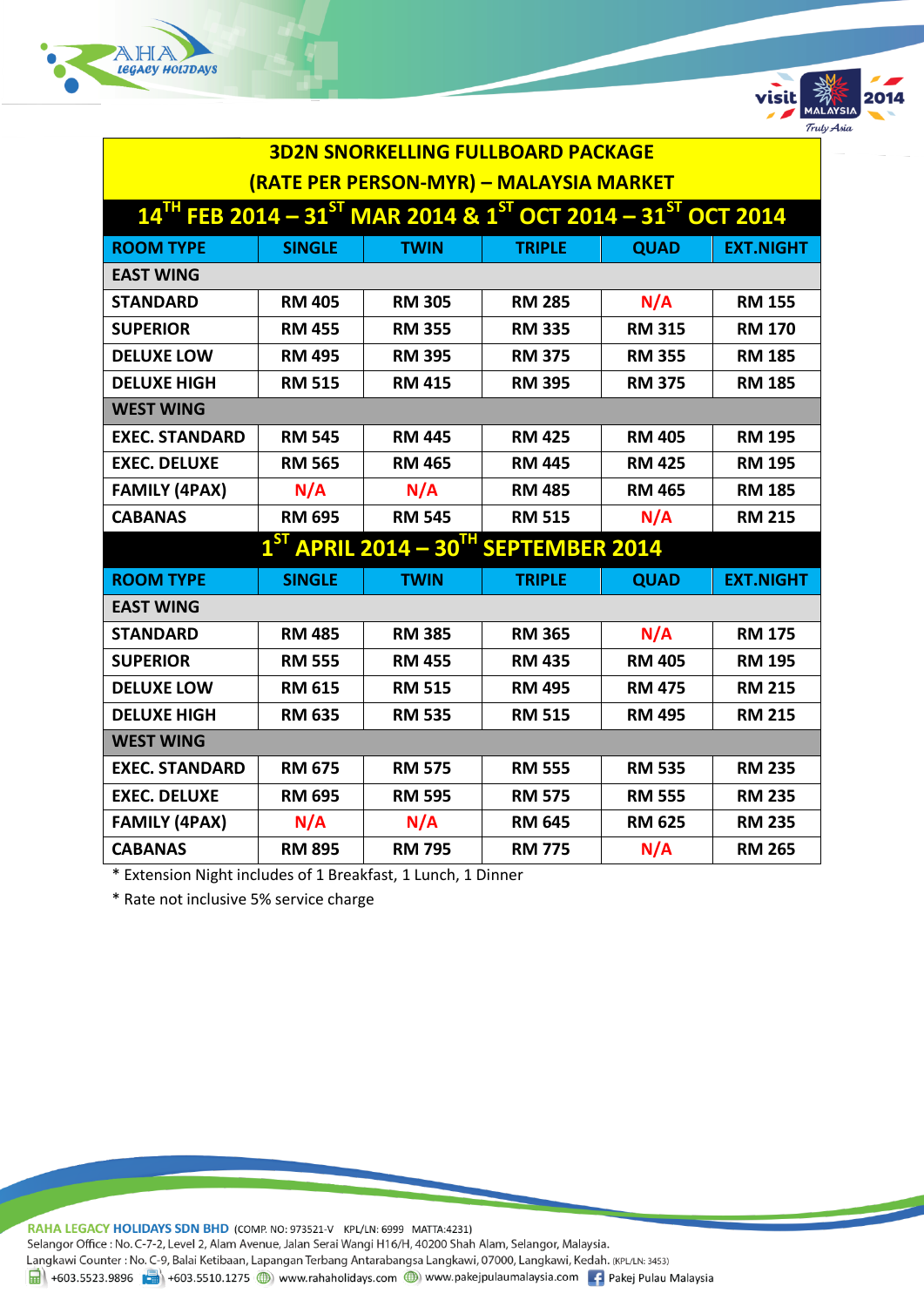## 3D2N SNORKELLING FULLBOARD PACKAGE

## (RATE PER PERSON-MYR) – MALAYSIA MARKET

### 14TH FEB 2014 – 31ST MAR 2014 & 1ST OCT 2014 – 31ST OCT 2014

| ROOM TYPE | SINGLE | TWIN | TRIPLE | QUAD | EXT.NIGHT |
|---|---|---|---|---|---|
| **EAST WING** | | | | | |
| STANDARD | RM 405 | RM 305 | RM 285 | N/A | RM 155 |
| SUPERIOR | RM 455 | RM 355 | RM 335 | RM 315 | RM 170 |
| DELUXE LOW | RM 495 | RM 395 | RM 375 | RM 355 | RM 185 |
| DELUXE HIGH | RM 515 | RM 415 | RM 395 | RM 375 | RM 185 |
| **WEST WING** | | | | | |
| EXEC. STANDARD | RM 545 | RM 445 | RM 425 | RM 405 | RM 195 |
| EXEC. DELUXE | RM 565 | RM 465 | RM 445 | RM 425 | RM 195 |
| FAMILY (4PAX) | N/A | N/A | RM 485 | RM 465 | RM 185 |
| CABANAS | RM 695 | RM 545 | RM 515 | N/A | RM 215 |

### 1ST APRIL 2014 – 30TH SEPTEMBER 2014

| ROOM TYPE | SINGLE | TWIN | TRIPLE | QUAD | EXT.NIGHT |
|---|---|---|---|---|---|
| **EAST WING** | | | | | |
| STANDARD | RM 485 | RM 385 | RM 365 | N/A | RM 175 |
| SUPERIOR | RM 555 | RM 455 | RM 435 | RM 405 | RM 195 |
| DELUXE LOW | RM 615 | RM 515 | RM 495 | RM 475 | RM 215 |
| DELUXE HIGH | RM 635 | RM 535 | RM 515 | RM 495 | RM 215 |
| **WEST WING** | | | | | |
| EXEC. STANDARD | RM 675 | RM 575 | RM 555 | RM 535 | RM 235 |
| EXEC. DELUXE | RM 695 | RM 595 | RM 575 | RM 555 | RM 235 |
| FAMILY (4PAX) | N/A | N/A | RM 645 | RM 625 | RM 235 |
| CABANAS | RM 895 | RM 795 | RM 775 | N/A | RM 265 |

* Extension Night includes of 1 Breakfast, 1 Lunch, 1 Dinner
* Rate not inclusive 5% service charge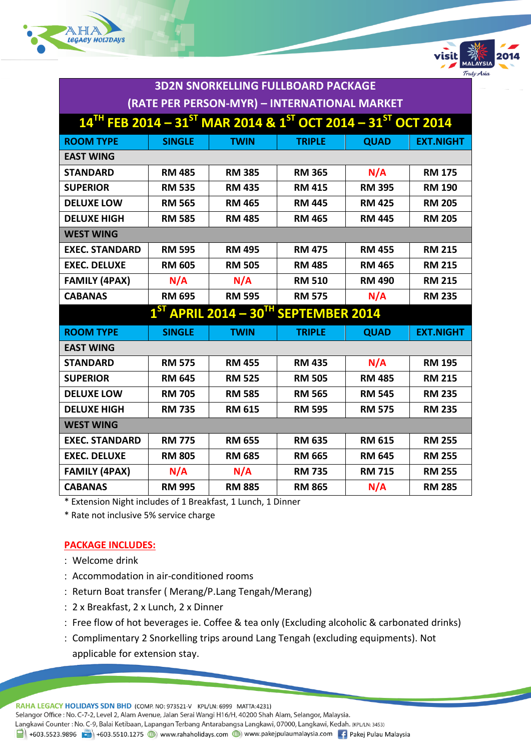# 3D2N SNORKELLING FULLBOARD PACKAGE

## (RATE PER PERSON-MYR) – INTERNATIONAL MARKET

### 14TH FEB 2014 – 31ST MAR 2014 & 1ST OCT 2014 – 31ST OCT 2014

| ROOM TYPE | SINGLE | TWIN | TRIPLE | QUAD | EXT.NIGHT |
|---|---|---|---|---|---|
| **EAST WING** | | | | | |
| STANDARD | RM 485 | RM 385 | RM 365 | N/A | RM 175 |
| SUPERIOR | RM 535 | RM 435 | RM 415 | RM 395 | RM 190 |
| DELUXE LOW | RM 565 | RM 465 | RM 445 | RM 425 | RM 205 |
| DELUXE HIGH | RM 585 | RM 485 | RM 465 | RM 445 | RM 205 |
| **WEST WING** | | | | | |
| EXEC. STANDARD | RM 595 | RM 495 | RM 475 | RM 455 | RM 215 |
| EXEC. DELUXE | RM 605 | RM 505 | RM 485 | RM 465 | RM 215 |
| FAMILY (4PAX) | N/A | N/A | RM 510 | RM 490 | RM 215 |
| CABANAS | RM 695 | RM 595 | RM 575 | N/A | RM 235 |

### 1ST APRIL 2014 – 30TH SEPTEMBER 2014

| ROOM TYPE | SINGLE | TWIN | TRIPLE | QUAD | EXT.NIGHT |
|---|---|---|---|---|---|
| **EAST WING** | | | | | |
| STANDARD | RM 575 | RM 455 | RM 435 | N/A | RM 195 |
| SUPERIOR | RM 645 | RM 525 | RM 505 | RM 485 | RM 215 |
| DELUXE LOW | RM 705 | RM 585 | RM 565 | RM 545 | RM 235 |
| DELUXE HIGH | RM 735 | RM 615 | RM 595 | RM 575 | RM 235 |
| **WEST WING** | | | | | |
| EXEC. STANDARD | RM 775 | RM 655 | RM 635 | RM 615 | RM 255 |
| EXEC. DELUXE | RM 805 | RM 685 | RM 665 | RM 645 | RM 255 |
| FAMILY (4PAX) | N/A | N/A | RM 735 | RM 715 | RM 255 |
| CABANAS | RM 995 | RM 885 | RM 865 | N/A | RM 285 |

* Extension Night includes of 1 Breakfast, 1 Lunch, 1 Dinner
* Rate not inclusive 5% service charge

## PACKAGE INCLUDES:

- Welcome drink
- Accommodation in air-conditioned rooms
- Return Boat transfer ( Merang/P.Lang Tengah/Merang)
- 2 x Breakfast, 2 x Lunch, 2 x Dinner
- Free flow of hot beverages ie. Coffee & tea only (Excluding alcoholic & carbonated drinks)
- Complimentary 2 Snorkelling trips around Lang Tengah (excluding equipments). Not applicable for extension stay.

RAHA LEGACY HOLIDAYS SDN BHD (COMP. NO: 973521-V KPL/LN: 6999 MATTA:4231)
Selangor Office : No. C-7-2, Level 2, Alam Avenue, Jalan Serai Wangi H16/H, 40200 Shah Alam, Selangor, Malaysia.
Langkawi Counter : No. C-9, Balai Ketibaan, Lapangan Terbang Antarabangsa Langkawi, 07000, Langkawi, Kedah. (KPL/LN: 3453)
+603.5523.9896 | +603.5510.1275 | www.rahaholidays.com | www.pakejpulaumalaysia.com | Pakej Pulau Malaysia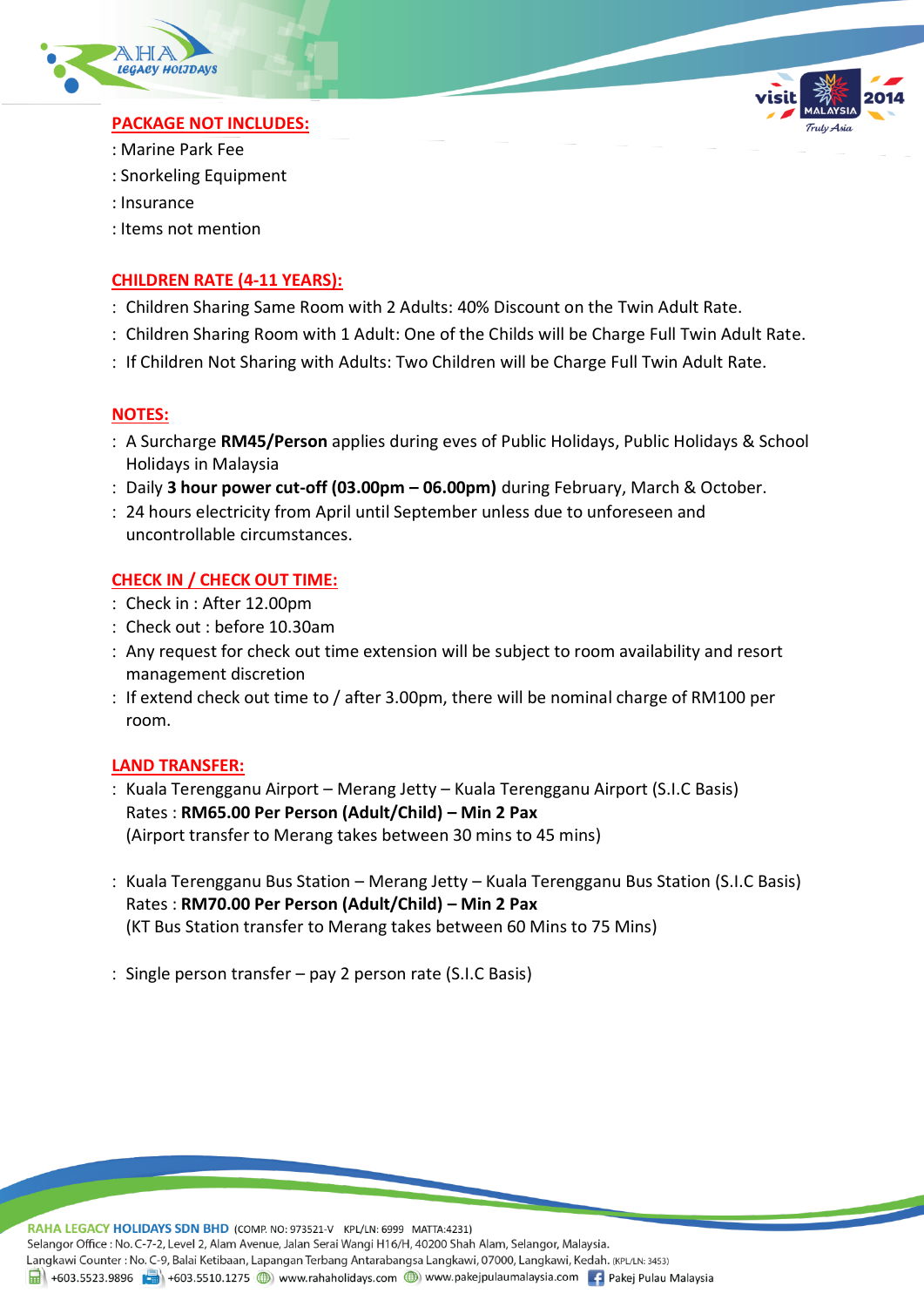**PACKAGE NOT INCLUDES:**

: Marine Park Fee

: Snorkeling Equipment

: Insurance

: Items not mention

**CHILDREN RATE (4-11 YEARS):**

: Children Sharing Same Room with 2 Adults: 40% Discount on the Twin Adult Rate.

: Children Sharing Room with 1 Adult: One of the Childs will be Charge Full Twin Adult Rate.

: If Children Not Sharing with Adults: Two Children will be Charge Full Twin Adult Rate.

**NOTES:**

: A Surcharge **RM45/Person** applies during eves of Public Holidays, Public Holidays & School Holidays in Malaysia

: Daily **3 hour power cut-off (03.00pm – 06.00pm)** during February, March & October.

: 24 hours electricity from April until September unless due to unforeseen and uncontrollable circumstances.

**CHECK IN / CHECK OUT TIME:**

: Check in : After 12.00pm

: Check out : before 10.30am

: Any request for check out time extension will be subject to room availability and resort management discretion

: If extend check out time to / after 3.00pm, there will be nominal charge of RM100 per room.

**LAND TRANSFER:**

: Kuala Terengganu Airport – Merang Jetty – Kuala Terengganu Airport (S.I.C Basis)
Rates : **RM65.00 Per Person (Adult/Child) – Min 2 Pax**
(Airport transfer to Merang takes between 30 mins to 45 mins)

: Kuala Terengganu Bus Station – Merang Jetty – Kuala Terengganu Bus Station (S.I.C Basis)
Rates : **RM70.00 Per Person (Adult/Child) – Min 2 Pax**
(KT Bus Station transfer to Merang takes between 60 Mins to 75 Mins)

: Single person transfer – pay 2 person rate (S.I.C Basis)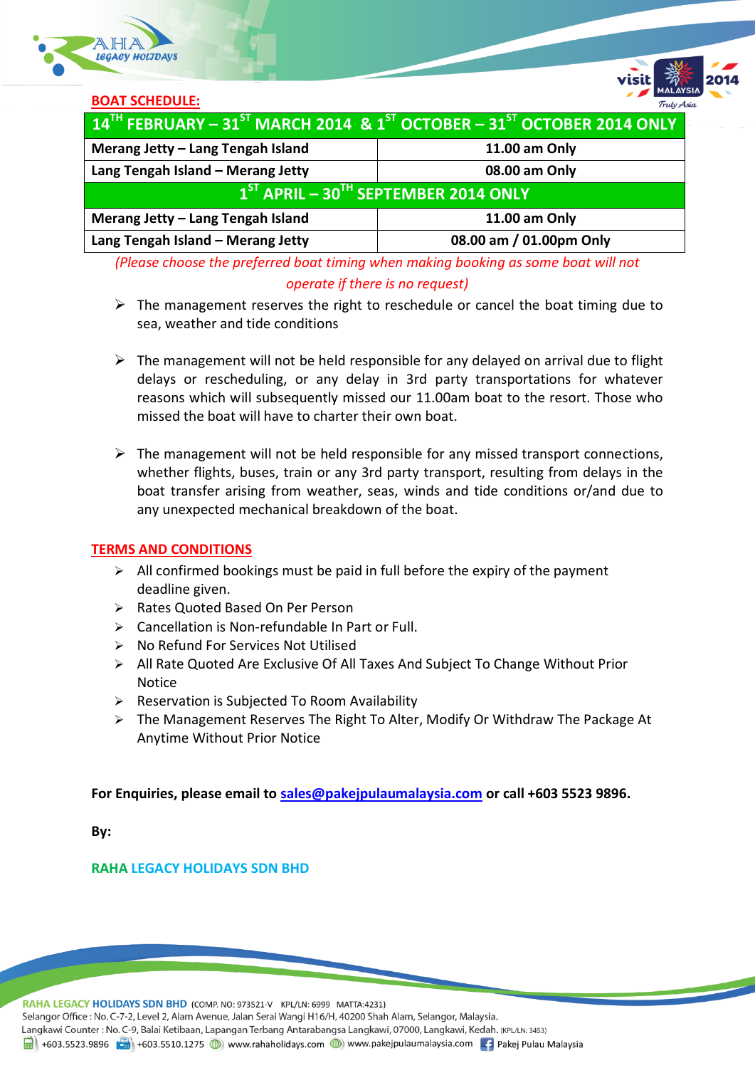## BOAT SCHEDULE:

| | |
|---|---|
| **14TH FEBRUARY – 31ST MARCH 2014 & 1ST OCTOBER – 31ST OCTOBER 2014 ONLY** | |
| **Merang Jetty – Lang Tengah Island** | **11.00 am Only** |
| **Lang Tengah Island – Merang Jetty** | **08.00 am Only** |
| **1ST APRIL – 30TH SEPTEMBER 2014 ONLY** | |
| **Merang Jetty – Lang Tengah Island** | **11.00 am Only** |
| **Lang Tengah Island – Merang Jetty** | **08.00 am / 01.00pm Only** |

*(Please choose the preferred boat timing when making booking as some boat will not operate if there is no request)*

- The management reserves the right to reschedule or cancel the boat timing due to sea, weather and tide conditions
- The management will not be held responsible for any delayed on arrival due to flight delays or rescheduling, or any delay in 3rd party transportations for whatever reasons which will subsequently missed our 11.00am boat to the resort. Those who missed the boat will have to charter their own boat.
- The management will not be held responsible for any missed transport connections, whether flights, buses, train or any 3rd party transport, resulting from delays in the boat transfer arising from weather, seas, winds and tide conditions or/and due to any unexpected mechanical breakdown of the boat.

## TERMS AND CONDITIONS

- All confirmed bookings must be paid in full before the expiry of the payment deadline given.
- Rates Quoted Based On Per Person
- Cancellation is Non-refundable In Part or Full.
- No Refund For Services Not Utilised
- All Rate Quoted Are Exclusive Of All Taxes And Subject To Change Without Prior Notice
- Reservation is Subjected To Room Availability
- The Management Reserves The Right To Alter, Modify Or Withdraw The Package At Anytime Without Prior Notice

**For Enquiries, please email to sales@pakejpulaumalaysia.com or call +603 5523 9896.**

**By:**

**RAHA LEGACY HOLIDAYS SDN BHD**